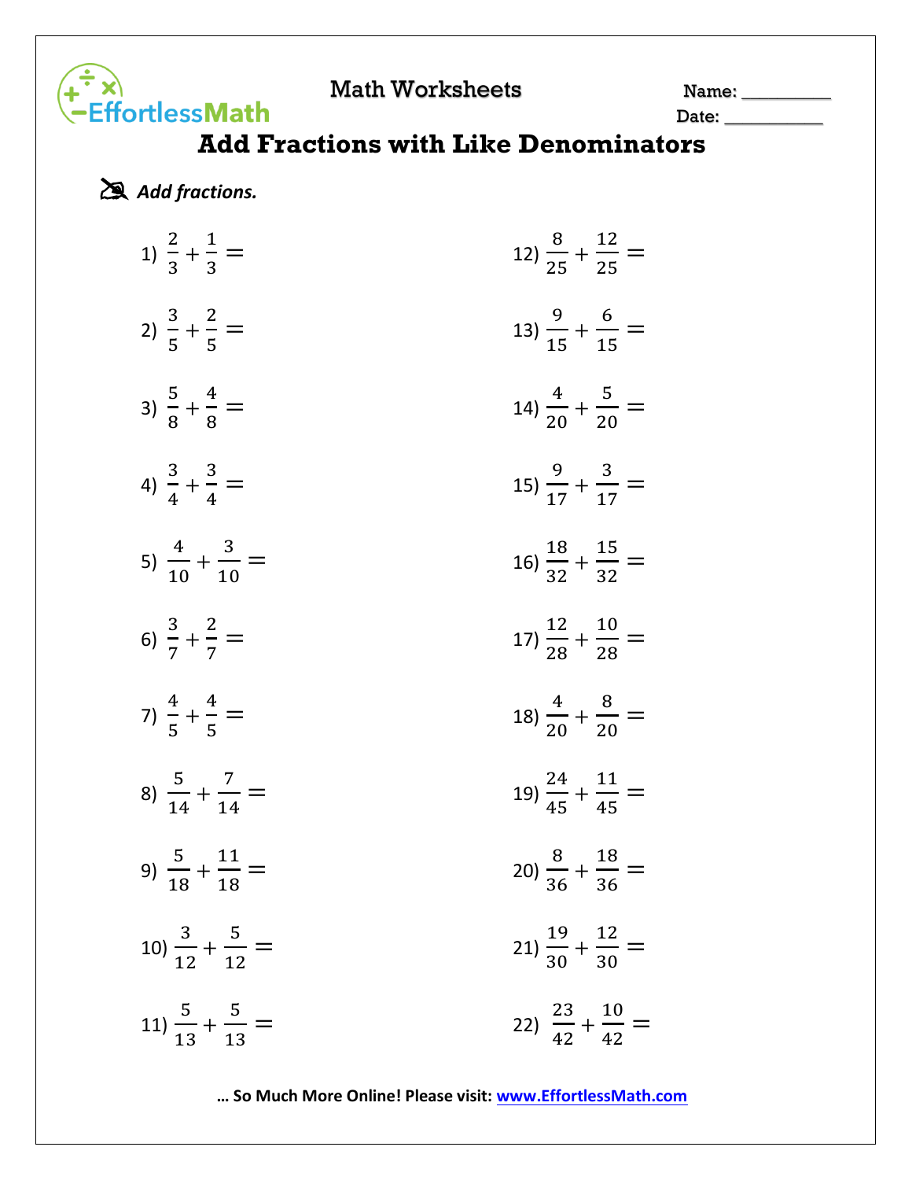Math Worksheets

Name: __________

Date: __________

# Add Fractions with Like Denominators

***Add fractions.***

1) $\frac{2}{3}+\frac{1}{3}=$

2) $\frac{3}{5}+\frac{2}{5}=$

3) $\frac{5}{8}+\frac{4}{8}=$

4) $\frac{3}{4}+\frac{3}{4}=$

5) $\frac{4}{10}+\frac{3}{10}=$

6) $\frac{3}{7}+\frac{2}{7}=$

7) $\frac{4}{5}+\frac{4}{5}=$

8) $\frac{5}{14}+\frac{7}{14}=$

9) $\frac{5}{18}+\frac{11}{18}=$

10) $\frac{3}{12}+\frac{5}{12}=$

11) $\frac{5}{13}+\frac{5}{13}=$

12) $\frac{8}{25}+\frac{12}{25}=$

13) $\frac{9}{15}+\frac{6}{15}=$

14) $\frac{4}{20}+\frac{5}{20}=$

15) $\frac{9}{17}+\frac{3}{17}=$

16) $\frac{18}{32}+\frac{15}{32}=$

17) $\frac{12}{28}+\frac{10}{28}=$

18) $\frac{4}{20}+\frac{8}{20}=$

19) $\frac{24}{45}+\frac{11}{45}=$

20) $\frac{8}{36}+\frac{18}{36}=$

21) $\frac{19}{30}+\frac{12}{30}=$

22) $\frac{23}{42}+\frac{10}{42}=$

**… So Much More Online! Please visit: www.EffortlessMath.com**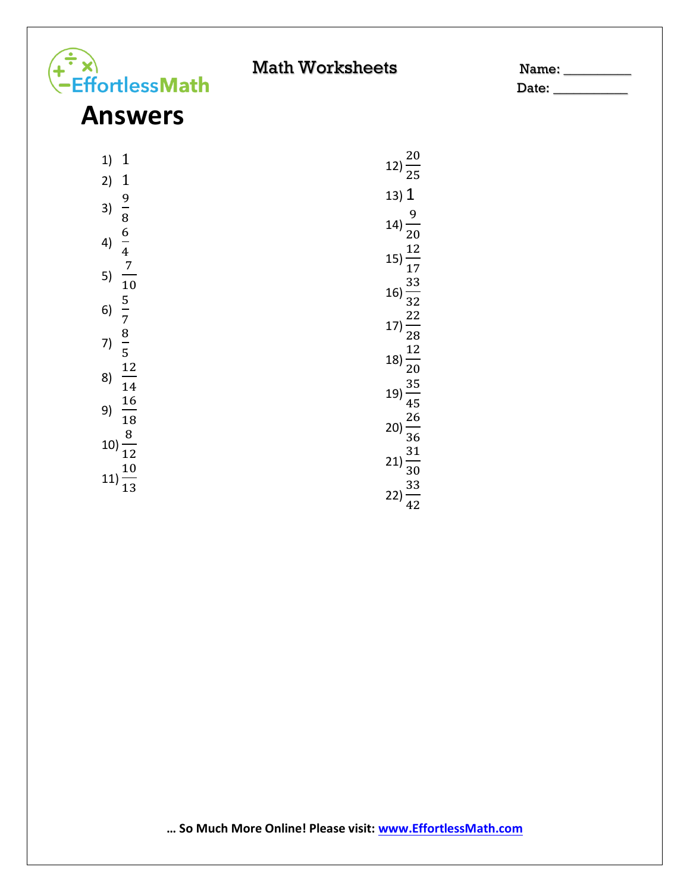Math Worksheets

Name: __________

Date: __________

# Answers

1) $1$
2) $1$
3) $\frac{9}{8}$
4) $\frac{6}{4}$
5) $\frac{7}{10}$
6) $\frac{5}{7}$
7) $\frac{8}{5}$
8) $\frac{12}{14}$
9) $\frac{16}{18}$
10) $\frac{8}{12}$
11) $\frac{10}{13}$
12) $\frac{20}{25}$
13) $1$
14) $\frac{9}{20}$
15) $\frac{12}{17}$
16) $\frac{33}{32}$
17) $\frac{22}{28}$
18) $\frac{12}{20}$
19) $\frac{35}{45}$
20) $\frac{26}{36}$
21) $\frac{31}{30}$
22) $\frac{33}{42}$

**… So Much More Online! Please visit: [www.EffortlessMath.com](http://www.EffortlessMath.com)**